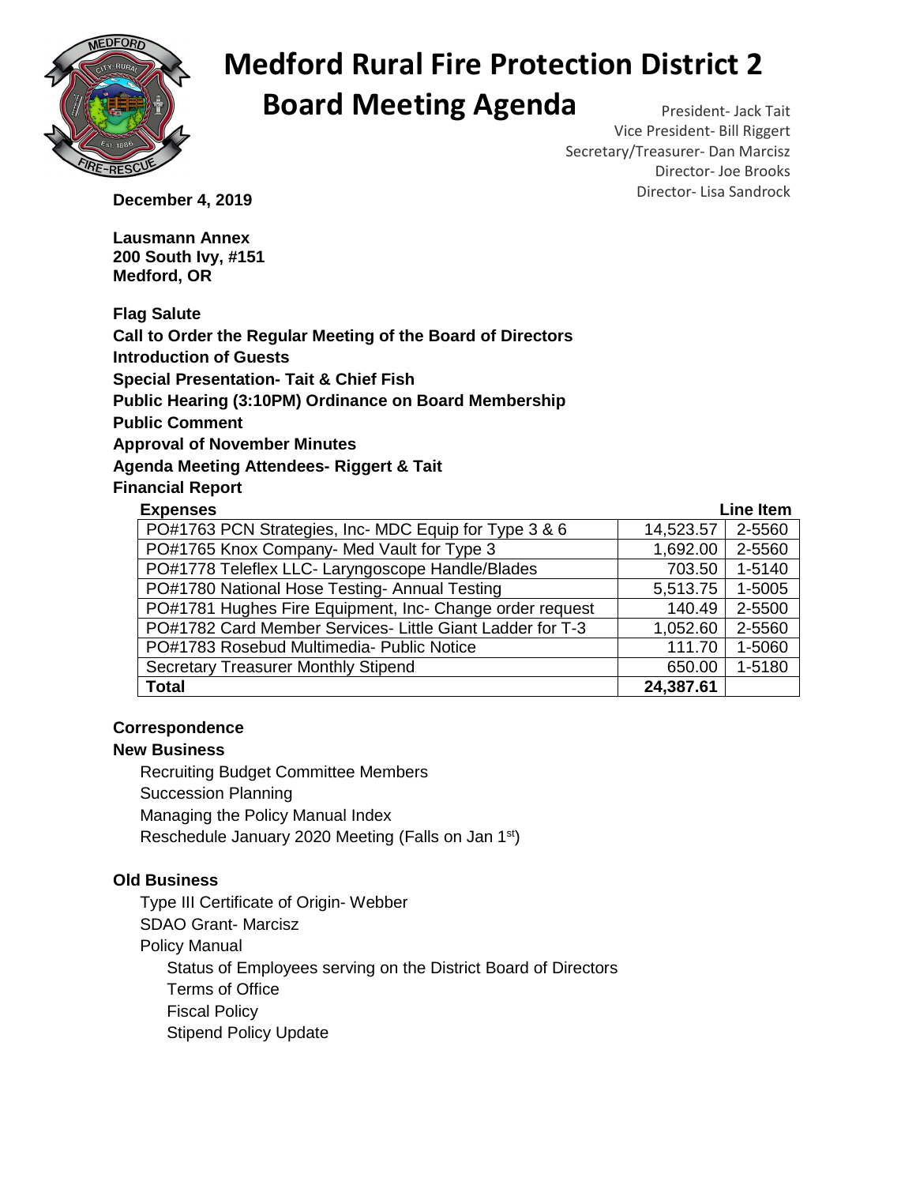# Medford Rural Fire Protection District 2

# Board Meeting Agenda

President- Jack Tait
Vice President- Bill Riggert
Secretary/Treasurer- Dan Marcisz
Director- Joe Brooks
Director- Lisa Sandrock

**December 4, 2019**

**Lausmann Annex**
**200 South Ivy, #151**
**Medford, OR**

**Flag Salute**
**Call to Order the Regular Meeting of the Board of Directors**
**Introduction of Guests**
**Special Presentation- Tait & Chief Fish**
**Public Hearing (3:10PM) Ordinance on Board Membership**
**Public Comment**
**Approval of November Minutes**
**Agenda Meeting Attendees- Riggert & Tait**
**Financial Report**

| **Expenses** | | **Line Item** |
|---|---|---|
| PO#1763 PCN Strategies, Inc- MDC Equip for Type 3 & 6 | 14,523.57 | 2-5560 |
| PO#1765 Knox Company- Med Vault for Type 3 | 1,692.00 | 2-5560 |
| PO#1778 Teleflex LLC- Laryngoscope Handle/Blades | 703.50 | 1-5140 |
| PO#1780 National Hose Testing- Annual Testing | 5,513.75 | 1-5005 |
| PO#1781 Hughes Fire Equipment, Inc- Change order request | 140.49 | 2-5500 |
| PO#1782 Card Member Services- Little Giant Ladder for T-3 | 1,052.60 | 2-5560 |
| PO#1783 Rosebud Multimedia- Public Notice | 111.70 | 1-5060 |
| Secretary Treasurer Monthly Stipend | 650.00 | 1-5180 |
| **Total** | **24,387.61** | |

**Correspondence**

**New Business**

- Recruiting Budget Committee Members
- Succession Planning
- Managing the Policy Manual Index
- Reschedule January 2020 Meeting (Falls on Jan 1st)

**Old Business**

- Type III Certificate of Origin- Webber
- SDAO Grant- Marcisz
- Policy Manual
  - Status of Employees serving on the District Board of Directors
  - Terms of Office
  - Fiscal Policy
  - Stipend Policy Update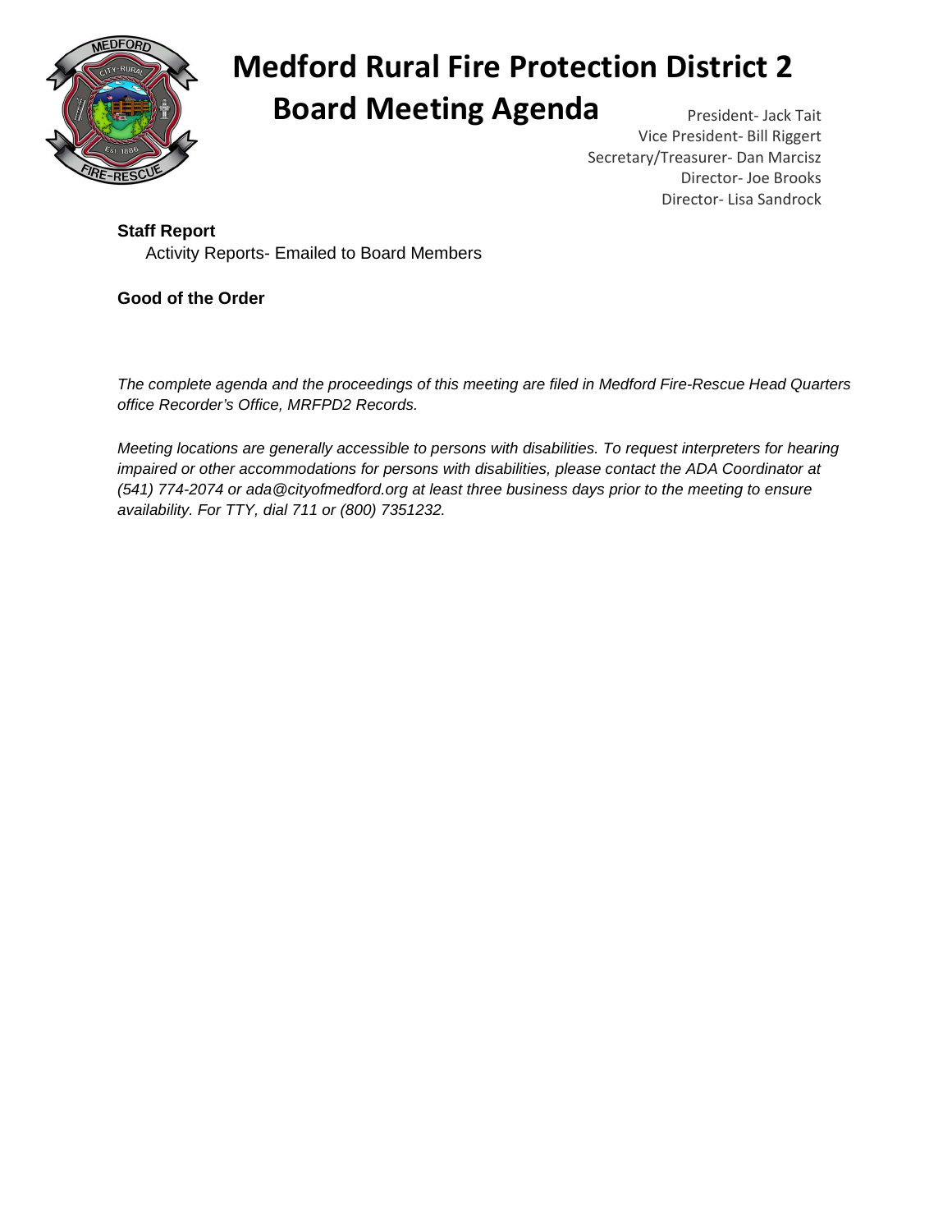# Medford Rural Fire Protection District 2

# Board Meeting Agenda

President- Jack Tait
Vice President- Bill Riggert
Secretary/Treasurer- Dan Marcisz
Director- Joe Brooks
Director- Lisa Sandrock

**Staff Report**

Activity Reports- Emailed to Board Members

**Good of the Order**

*The complete agenda and the proceedings of this meeting are filed in Medford Fire-Rescue Head Quarters office Recorder's Office, MRFPD2 Records.*

*Meeting locations are generally accessible to persons with disabilities. To request interpreters for hearing impaired or other accommodations for persons with disabilities, please contact the ADA Coordinator at (541) 774-2074 or ada@cityofmedford.org at least three business days prior to the meeting to ensure availability. For TTY, dial 711 or (800) 7351232.*